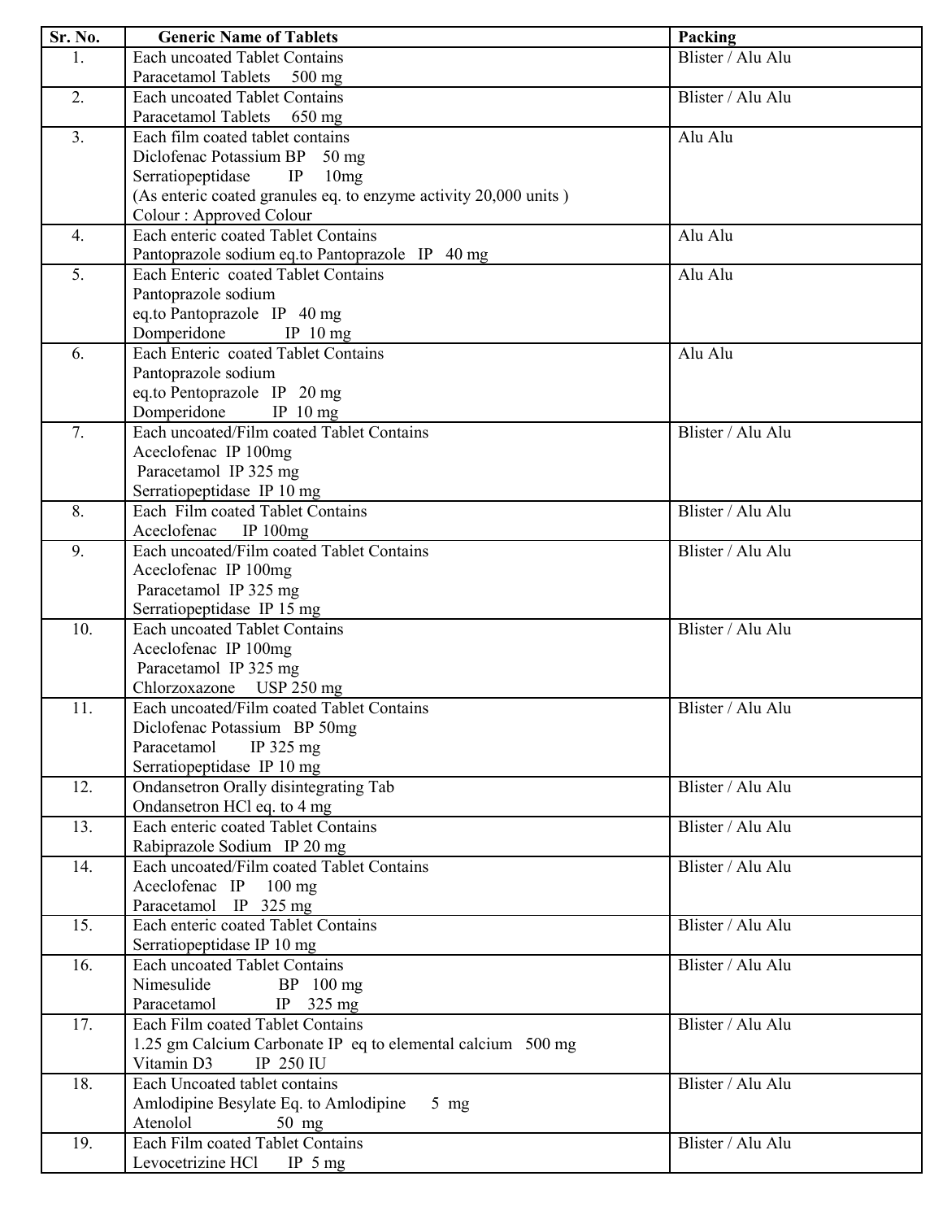| Sr. No. | Generic Name of Tablets | Packing |
|---|---|---|
| 1. | Each uncoated Tablet Contains<br>Paracetamol Tablets 500 mg | Blister / Alu Alu |
| 2. | Each uncoated Tablet Contains<br>Paracetamol Tablets 650 mg | Blister / Alu Alu |
| 3. | Each film coated tablet contains<br>Diclofenac Potassium BP 50 mg<br>Serratiopeptidase IP 10mg<br>(As enteric coated granules eq. to enzyme activity 20,000 units )<br>Colour : Approved Colour | Alu Alu |
| 4. | Each enteric coated Tablet Contains<br>Pantoprazole sodium eq.to Pantoprazole IP 40 mg | Alu Alu |
| 5. | Each Enteric coated Tablet Contains<br>Pantoprazole sodium<br>eq.to Pantoprazole IP 40 mg<br>Domperidone IP 10 mg | Alu Alu |
| 6. | Each Enteric coated Tablet Contains<br>Pantoprazole sodium<br>eq.to Pentoprazole IP 20 mg<br>Domperidone IP 10 mg | Alu Alu |
| 7. | Each uncoated/Film coated Tablet Contains<br>Aceclofenac IP 100mg<br>Paracetamol IP 325 mg<br>Serratiopeptidase IP 10 mg | Blister / Alu Alu |
| 8. | Each Film coated Tablet Contains<br>Aceclofenac IP 100mg | Blister / Alu Alu |
| 9. | Each uncoated/Film coated Tablet Contains<br>Aceclofenac IP 100mg<br>Paracetamol IP 325 mg<br>Serratiopeptidase IP 15 mg | Blister / Alu Alu |
| 10. | Each uncoated Tablet Contains<br>Aceclofenac IP 100mg<br>Paracetamol IP 325 mg<br>Chlorzoxazone USP 250 mg | Blister / Alu Alu |
| 11. | Each uncoated/Film coated Tablet Contains<br>Diclofenac Potassium BP 50mg<br>Paracetamol IP 325 mg<br>Serratiopeptidase IP 10 mg | Blister / Alu Alu |
| 12. | Ondansetron Orally disintegrating Tab<br>Ondansetron HCl eq. to 4 mg | Blister / Alu Alu |
| 13. | Each enteric coated Tablet Contains<br>Rabiprazole Sodium IP 20 mg | Blister / Alu Alu |
| 14. | Each uncoated/Film coated Tablet Contains<br>Aceclofenac IP 100 mg<br>Paracetamol IP 325 mg | Blister / Alu Alu |
| 15. | Each enteric coated Tablet Contains<br>Serratiopeptidase IP 10 mg | Blister / Alu Alu |
| 16. | Each uncoated Tablet Contains<br>Nimesulide BP 100 mg<br>Paracetamol IP 325 mg | Blister / Alu Alu |
| 17. | Each Film coated Tablet Contains<br>1.25 gm Calcium Carbonate IP eq to elemental calcium 500 mg<br>Vitamin D3 IP 250 IU | Blister / Alu Alu |
| 18. | Each Uncoated tablet contains<br>Amlodipine Besylate Eq. to Amlodipine 5 mg<br>Atenolol 50 mg | Blister / Alu Alu |
| 19. | Each Film coated Tablet Contains<br>Levocetrizine HCl IP 5 mg | Blister / Alu Alu |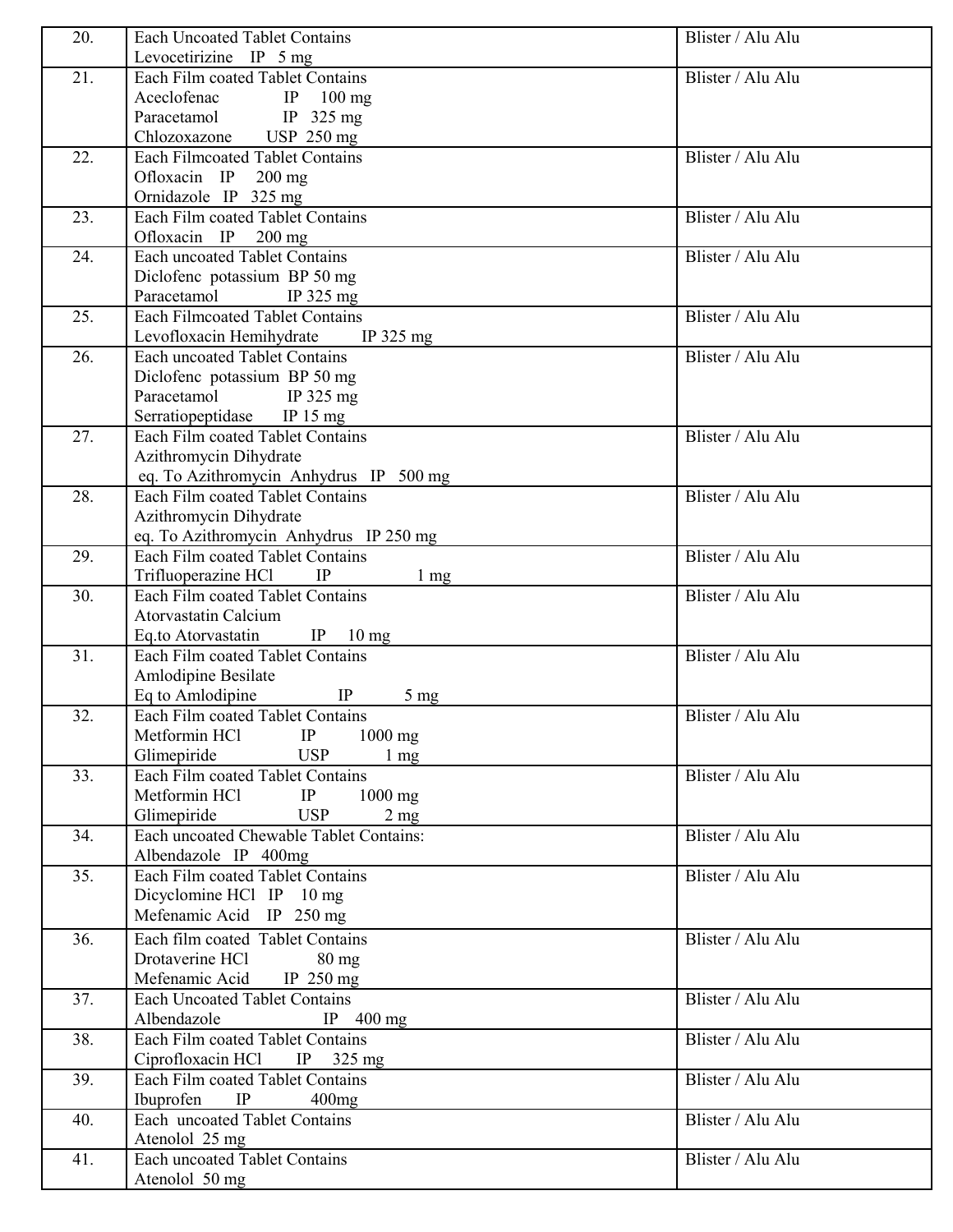| 20. | Each Uncoated Tablet Contains<br>Levocetirizine IP 5 mg | Blister / Alu Alu |
|---|---|---|
| 21. | Each Film coated Tablet Contains<br>Aceclofenac IP 100 mg<br>Paracetamol IP 325 mg<br>Chlozoxazone USP 250 mg | Blister / Alu Alu |
| 22. | Each Filmcoated Tablet Contains<br>Ofloxacin IP 200 mg<br>Ornidazole IP 325 mg | Blister / Alu Alu |
| 23. | Each Film coated Tablet Contains<br>Ofloxacin IP 200 mg | Blister / Alu Alu |
| 24. | Each uncoated Tablet Contains<br>Diclofenc potassium BP 50 mg<br>Paracetamol IP 325 mg | Blister / Alu Alu |
| 25. | Each Filmcoated Tablet Contains<br>Levofloxacin Hemihydrate IP 325 mg | Blister / Alu Alu |
| 26. | Each uncoated Tablet Contains<br>Diclofenc potassium BP 50 mg<br>Paracetamol IP 325 mg<br>Serratiopeptidase IP 15 mg | Blister / Alu Alu |
| 27. | Each Film coated Tablet Contains<br>Azithromycin Dihydrate<br>eq. To Azithromycin Anhydrus IP 500 mg | Blister / Alu Alu |
| 28. | Each Film coated Tablet Contains<br>Azithromycin Dihydrate<br>eq. To Azithromycin Anhydrus IP 250 mg | Blister / Alu Alu |
| 29. | Each Film coated Tablet Contains<br>Trifluoperazine HCl IP 1 mg | Blister / Alu Alu |
| 30. | Each Film coated Tablet Contains<br>Atorvastatin Calcium<br>Eq.to Atorvastatin IP 10 mg | Blister / Alu Alu |
| 31. | Each Film coated Tablet Contains<br>Amlodipine Besilate<br>Eq to Amlodipine IP 5 mg | Blister / Alu Alu |
| 32. | Each Film coated Tablet Contains<br>Metformin HCl IP 1000 mg<br>Glimepiride USP 1 mg | Blister / Alu Alu |
| 33. | Each Film coated Tablet Contains<br>Metformin HCl IP 1000 mg<br>Glimepiride USP 2 mg | Blister / Alu Alu |
| 34. | Each uncoated Chewable Tablet Contains:<br>Albendazole IP 400mg | Blister / Alu Alu |
| 35. | Each Film coated Tablet Contains<br>Dicyclomine HCl IP 10 mg<br>Mefenamic Acid IP 250 mg | Blister / Alu Alu |
| 36. | Each film coated Tablet Contains<br>Drotaverine HCl 80 mg<br>Mefenamic Acid IP 250 mg | Blister / Alu Alu |
| 37. | Each Uncoated Tablet Contains<br>Albendazole IP 400 mg | Blister / Alu Alu |
| 38. | Each Film coated Tablet Contains<br>Ciprofloxacin HCl IP 325 mg | Blister / Alu Alu |
| 39. | Each Film coated Tablet Contains<br>Ibuprofen IP 400mg | Blister / Alu Alu |
| 40. | Each uncoated Tablet Contains<br>Atenolol 25 mg | Blister / Alu Alu |
| 41. | Each uncoated Tablet Contains<br>Atenolol 50 mg | Blister / Alu Alu |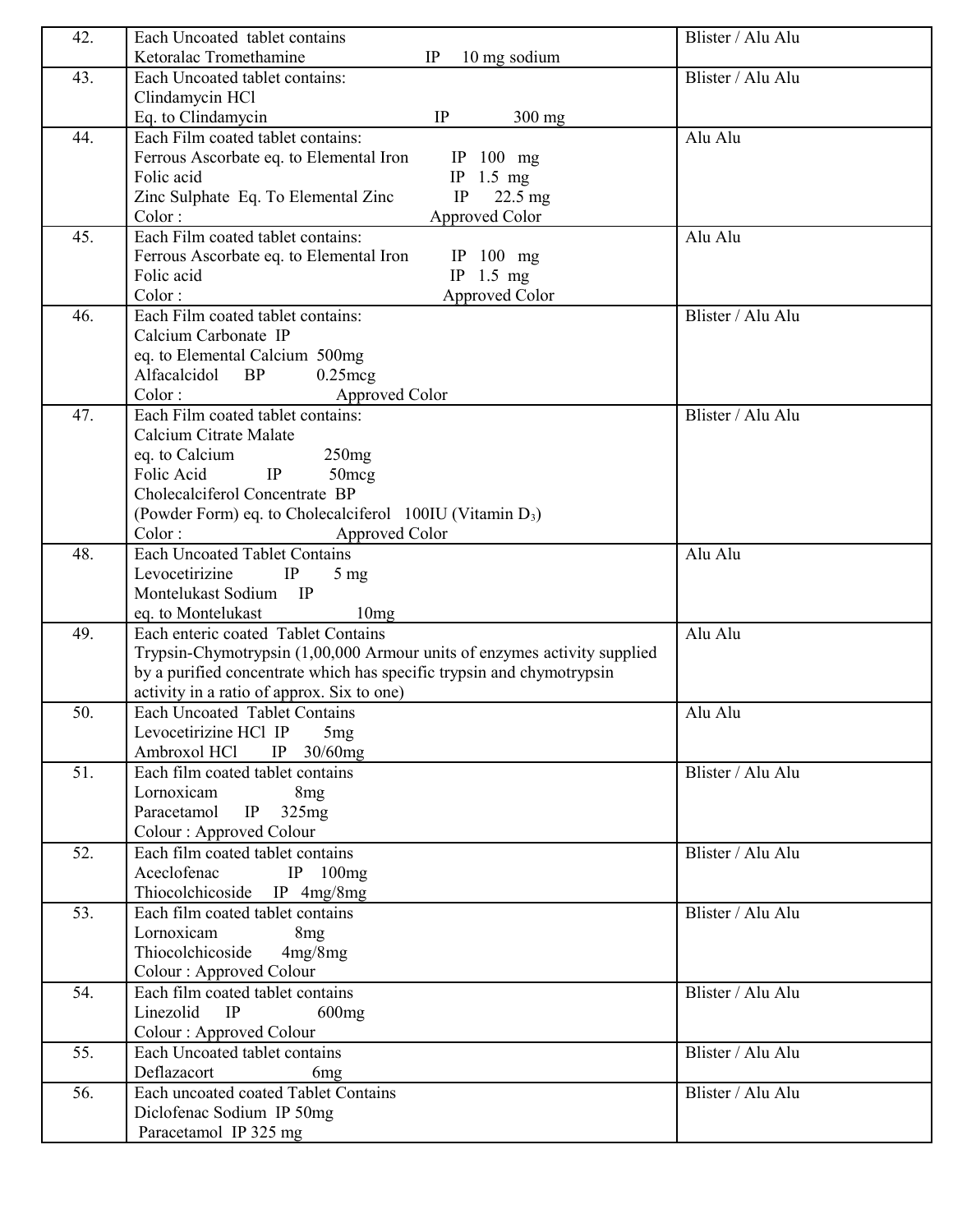| | | |
|---|---|---|
| 42. | Each Uncoated tablet contains<br>Ketoralac Tromethamine IP 10 mg sodium | Blister / Alu Alu |
| 43. | Each Uncoated tablet contains:<br>Clindamycin HCl<br>Eq. to Clindamycin IP 300 mg | Blister / Alu Alu |
| 44. | Each Film coated tablet contains:<br>Ferrous Ascorbate eq. to Elemental Iron IP 100 mg<br>Folic acid IP 1.5 mg<br>Zinc Sulphate Eq. To Elemental Zinc IP 22.5 mg<br>Color : Approved Color | Alu Alu |
| 45. | Each Film coated tablet contains:<br>Ferrous Ascorbate eq. to Elemental Iron IP 100 mg<br>Folic acid IP 1.5 mg<br>Color : Approved Color | Alu Alu |
| 46. | Each Film coated tablet contains:<br>Calcium Carbonate IP<br>eq. to Elemental Calcium 500mg<br>Alfacalcidol BP 0.25mcg<br>Color : Approved Color | Blister / Alu Alu |
| 47. | Each Film coated tablet contains:<br>Calcium Citrate Malate<br>eq. to Calcium 250mg<br>Folic Acid IP 50mcg<br>Cholecalciferol Concentrate BP<br>(Powder Form) eq. to Cholecalciferol 100IU (Vitamin $D_3$)<br>Color : Approved Color | Blister / Alu Alu |
| 48. | Each Uncoated Tablet Contains<br>Levocetirizine IP 5 mg<br>Montelukast Sodium IP<br>eq. to Montelukast 10mg | Alu Alu |
| 49. | Each enteric coated Tablet Contains<br>Trypsin-Chymotrypsin (1,00,000 Armour units of enzymes activity supplied by a purified concentrate which has specific trypsin and chymotrypsin activity in a ratio of approx. Six to one) | Alu Alu |
| 50. | Each Uncoated Tablet Contains<br>Levocetirizine HCl IP 5mg<br>Ambroxol HCl IP 30/60mg | Alu Alu |
| 51. | Each film coated tablet contains<br>Lornoxicam 8mg<br>Paracetamol IP 325mg<br>Colour : Approved Colour | Blister / Alu Alu |
| 52. | Each film coated tablet contains<br>Aceclofenac IP 100mg<br>Thiocolchicoside IP 4mg/8mg | Blister / Alu Alu |
| 53. | Each film coated tablet contains<br>Lornoxicam 8mg<br>Thiocolchicoside 4mg/8mg<br>Colour : Approved Colour | Blister / Alu Alu |
| 54. | Each film coated tablet contains<br>Linezolid IP 600mg<br>Colour : Approved Colour | Blister / Alu Alu |
| 55. | Each Uncoated tablet contains<br>Deflazacort 6mg | Blister / Alu Alu |
| 56. | Each uncoated coated Tablet Contains<br>Diclofenac Sodium IP 50mg<br>Paracetamol IP 325 mg | Blister / Alu Alu |